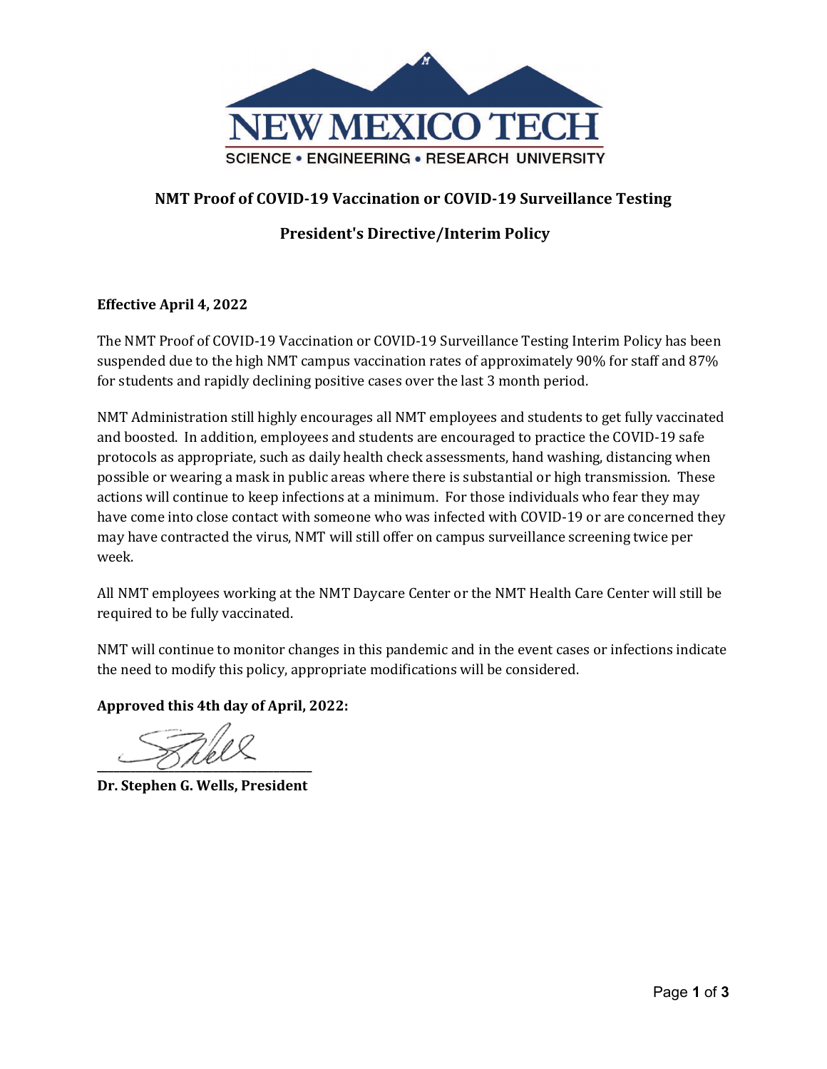NEW MEXICO TECH

SCIENCE • ENGINEERING • RESEARCH UNIVERSITY

## NMT Proof of COVID-19 Vaccination or COVID-19 Surveillance Testing

## President's Directive/Interim Policy

**Effective April 4, 2022**

The NMT Proof of COVID-19 Vaccination or COVID-19 Surveillance Testing Interim Policy has been suspended due to the high NMT campus vaccination rates of approximately 90% for staff and 87% for students and rapidly declining positive cases over the last 3 month period.

NMT Administration still highly encourages all NMT employees and students to get fully vaccinated and boosted. In addition, employees and students are encouraged to practice the COVID-19 safe protocols as appropriate, such as daily health check assessments, hand washing, distancing when possible or wearing a mask in public areas where there is substantial or high transmission. These actions will continue to keep infections at a minimum. For those individuals who fear they may have come into close contact with someone who was infected with COVID-19 or are concerned they may have contracted the virus, NMT will still offer on campus surveillance screening twice per week.

All NMT employees working at the NMT Daycare Center or the NMT Health Care Center will still be required to be fully vaccinated.

NMT will continue to monitor changes in this pandemic and in the event cases or infections indicate the need to modify this policy, appropriate modifications will be considered.

**Approved this 4th day of April, 2022:**

\_\_\_\_\_\_\_\_\_\_\_\_\_\_\_\_\_\_\_\_\_\_\_\_\_\_\_\_\_\_\_\_\_\_\_\_

**Dr. Stephen G. Wells, President**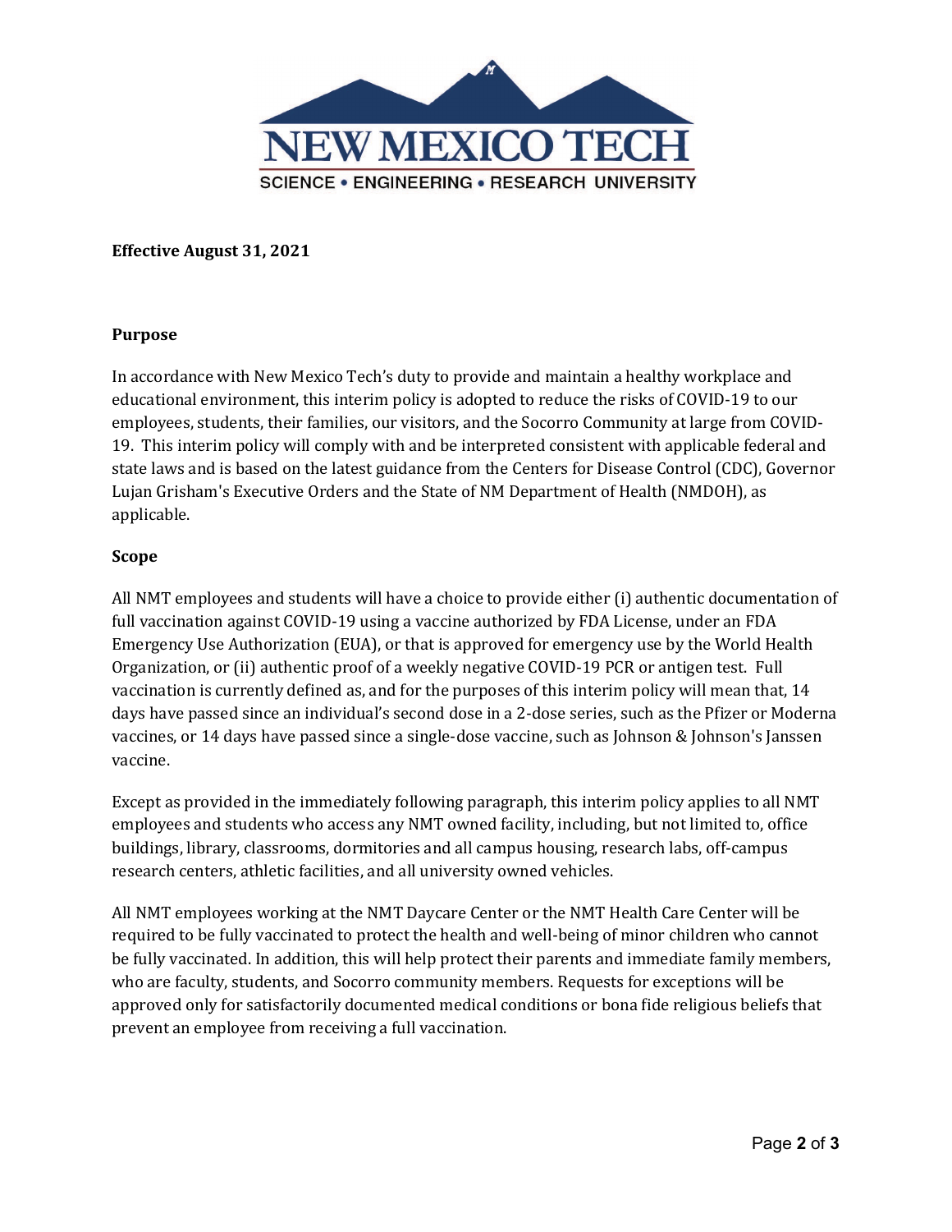**Effective August 31, 2021**

**Purpose**

In accordance with New Mexico Tech's duty to provide and maintain a healthy workplace and educational environment, this interim policy is adopted to reduce the risks of COVID-19 to our employees, students, their families, our visitors, and the Socorro Community at large from COVID-19. This interim policy will comply with and be interpreted consistent with applicable federal and state laws and is based on the latest guidance from the Centers for Disease Control (CDC), Governor Lujan Grisham's Executive Orders and the State of NM Department of Health (NMDOH), as applicable.

**Scope**

All NMT employees and students will have a choice to provide either (i) authentic documentation of full vaccination against COVID-19 using a vaccine authorized by FDA License, under an FDA Emergency Use Authorization (EUA), or that is approved for emergency use by the World Health Organization, or (ii) authentic proof of a weekly negative COVID-19 PCR or antigen test. Full vaccination is currently defined as, and for the purposes of this interim policy will mean that, 14 days have passed since an individual's second dose in a 2-dose series, such as the Pfizer or Moderna vaccines, or 14 days have passed since a single-dose vaccine, such as Johnson & Johnson's Janssen vaccine.

Except as provided in the immediately following paragraph, this interim policy applies to all NMT employees and students who access any NMT owned facility, including, but not limited to, office buildings, library, classrooms, dormitories and all campus housing, research labs, off-campus research centers, athletic facilities, and all university owned vehicles.

All NMT employees working at the NMT Daycare Center or the NMT Health Care Center will be required to be fully vaccinated to protect the health and well-being of minor children who cannot be fully vaccinated. In addition, this will help protect their parents and immediate family members, who are faculty, students, and Socorro community members. Requests for exceptions will be approved only for satisfactorily documented medical conditions or bona fide religious beliefs that prevent an employee from receiving a full vaccination.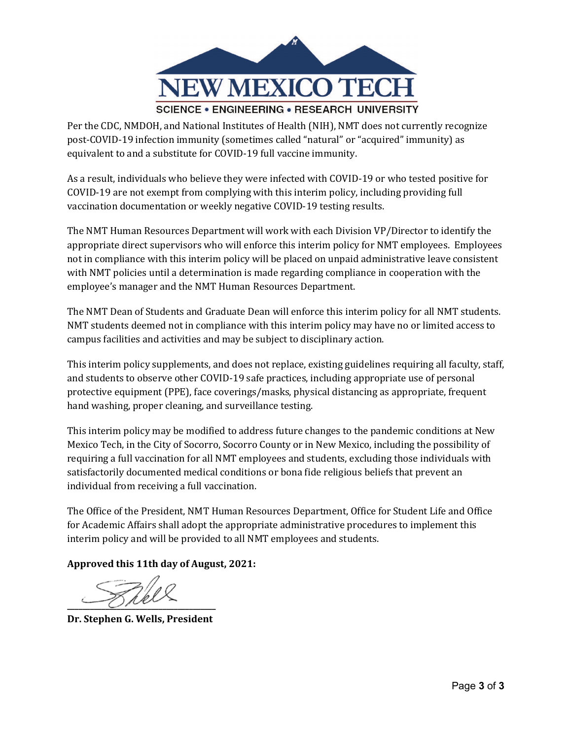Per the CDC, NMDOH, and National Institutes of Health (NIH), NMT does not currently recognize post-COVID-19 infection immunity (sometimes called "natural" or "acquired" immunity) as equivalent to and a substitute for COVID-19 full vaccine immunity.

As a result, individuals who believe they were infected with COVID-19 or who tested positive for COVID-19 are not exempt from complying with this interim policy, including providing full vaccination documentation or weekly negative COVID-19 testing results.

The NMT Human Resources Department will work with each Division VP/Director to identify the appropriate direct supervisors who will enforce this interim policy for NMT employees. Employees not in compliance with this interim policy will be placed on unpaid administrative leave consistent with NMT policies until a determination is made regarding compliance in cooperation with the employee's manager and the NMT Human Resources Department.

The NMT Dean of Students and Graduate Dean will enforce this interim policy for all NMT students. NMT students deemed not in compliance with this interim policy may have no or limited access to campus facilities and activities and may be subject to disciplinary action.

This interim policy supplements, and does not replace, existing guidelines requiring all faculty, staff, and students to observe other COVID-19 safe practices, including appropriate use of personal protective equipment (PPE), face coverings/masks, physical distancing as appropriate, frequent hand washing, proper cleaning, and surveillance testing.

This interim policy may be modified to address future changes to the pandemic conditions at New Mexico Tech, in the City of Socorro, Socorro County or in New Mexico, including the possibility of requiring a full vaccination for all NMT employees and students, excluding those individuals with satisfactorily documented medical conditions or bona fide religious beliefs that prevent an individual from receiving a full vaccination.

The Office of the President, NMT Human Resources Department, Office for Student Life and Office for Academic Affairs shall adopt the appropriate administrative procedures to implement this interim policy and will be provided to all NMT employees and students.

**Approved this 11th day of August, 2021:**

**Dr. Stephen G. Wells, President**